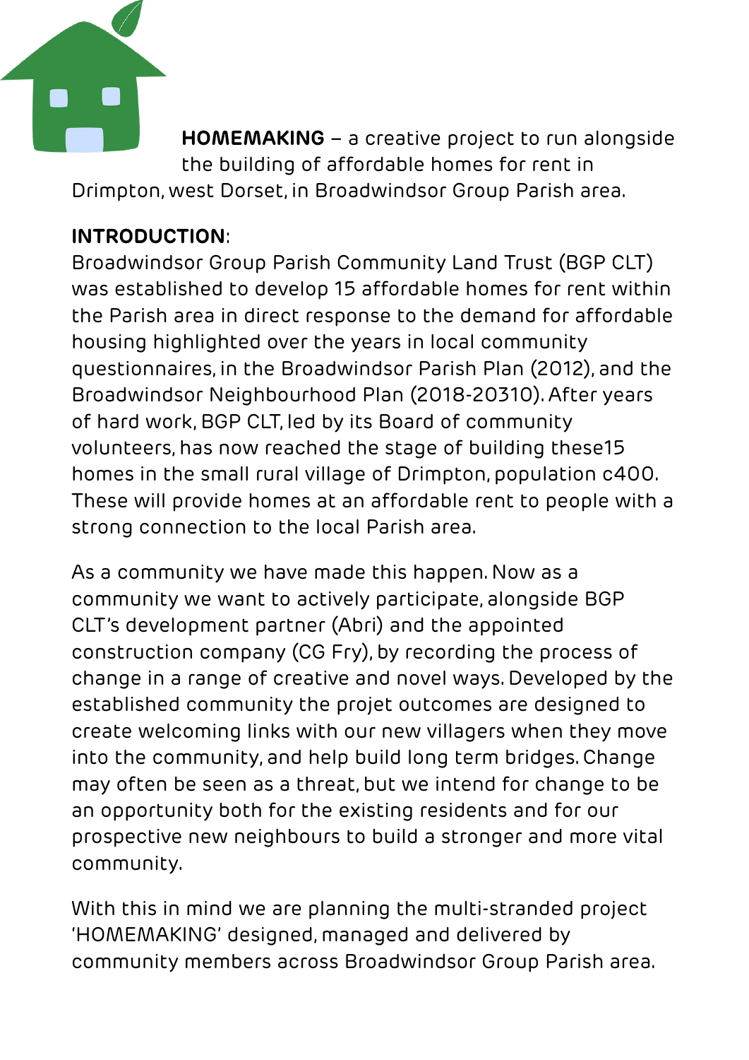**HOMEMAKING** – a creative project to run alongside the building of affordable homes for rent in Drimpton, west Dorset, in Broadwindsor Group Parish area.

**INTRODUCTION**:

Broadwindsor Group Parish Community Land Trust (BGP CLT) was established to develop 15 affordable homes for rent within the Parish area in direct response to the demand for affordable housing highlighted over the years in local community questionnaires, in the Broadwindsor Parish Plan (2012), and the Broadwindsor Neighbourhood Plan (2018-20310). After years of hard work, BGP CLT, led by its Board of community volunteers, has now reached the stage of building these15 homes in the small rural village of Drimpton, population c400. These will provide homes at an affordable rent to people with a strong connection to the local Parish area.

As a community we have made this happen. Now as a community we want to actively participate, alongside BGP CLT's development partner (Abri) and the appointed construction company (CG Fry), by recording the process of change in a range of creative and novel ways. Developed by the established community the projet outcomes are designed to create welcoming links with our new villagers when they move into the community, and help build long term bridges. Change may often be seen as a threat, but we intend for change to be an opportunity both for the existing residents and for our prospective new neighbours to build a stronger and more vital community.

With this in mind we are planning the multi-stranded project 'HOMEMAKING' designed, managed and delivered by community members across Broadwindsor Group Parish area.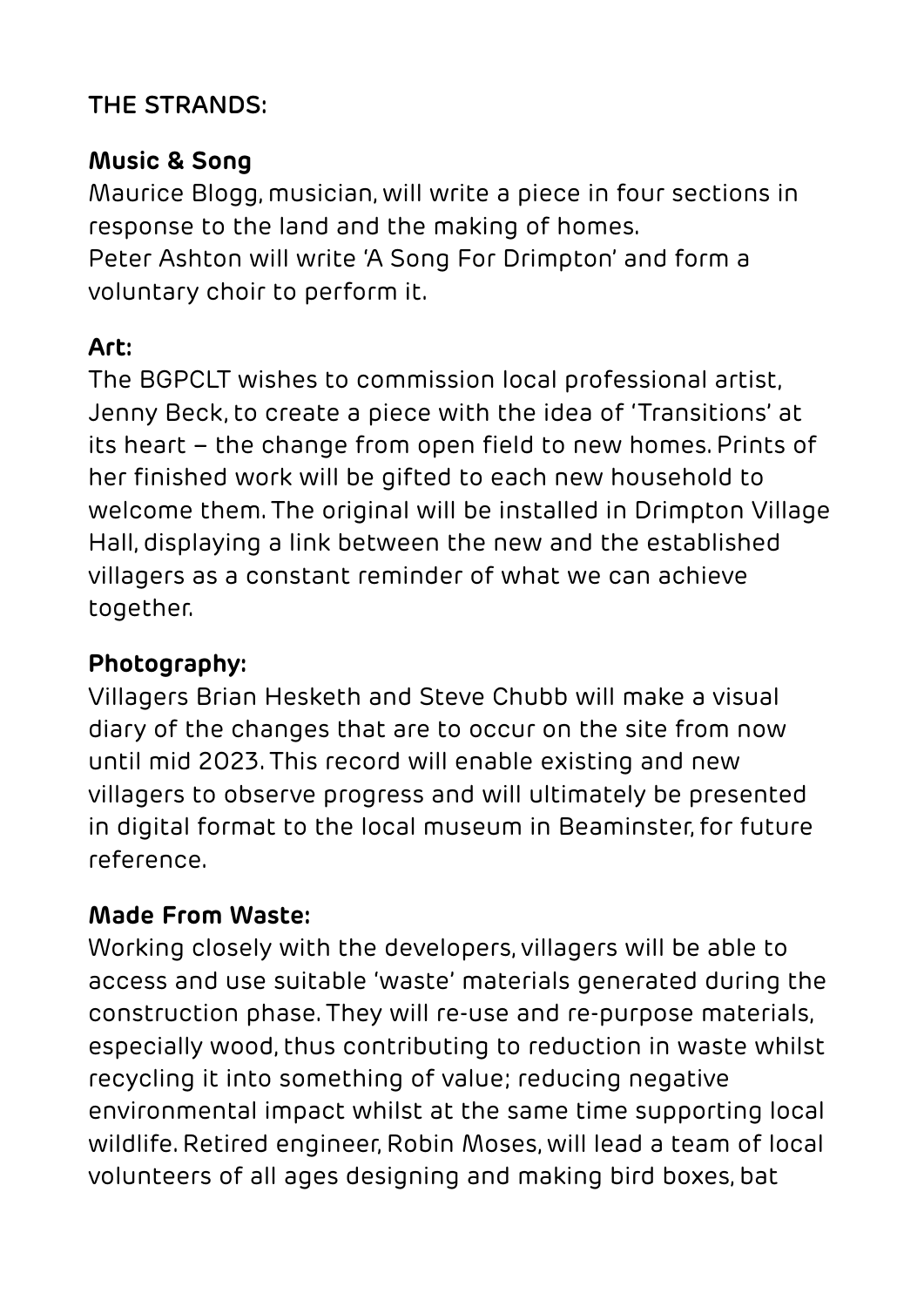## THE STRANDS:

### Music & Song

Maurice Blogg, musician, will write a piece in four sections in response to the land and the making of homes.
Peter Ashton will write 'A Song For Drimpton' and form a voluntary choir to perform it.

### Art:

The BGPCLT wishes to commission local professional artist, Jenny Beck, to create a piece with the idea of 'Transitions' at its heart – the change from open field to new homes. Prints of her finished work will be gifted to each new household to welcome them. The original will be installed in Drimpton Village Hall, displaying a link between the new and the established villagers as a constant reminder of what we can achieve together.

### Photography:

Villagers Brian Hesketh and Steve Chubb will make a visual diary of the changes that are to occur on the site from now until mid 2023. This record will enable existing and new villagers to observe progress and will ultimately be presented in digital format to the local museum in Beaminster, for future reference.

### Made From Waste:

Working closely with the developers, villagers will be able to access and use suitable 'waste' materials generated during the construction phase. They will re-use and re-purpose materials, especially wood, thus contributing to reduction in waste whilst recycling it into something of value; reducing negative environmental impact whilst at the same time supporting local wildlife. Retired engineer, Robin Moses, will lead a team of local volunteers of all ages designing and making bird boxes, bat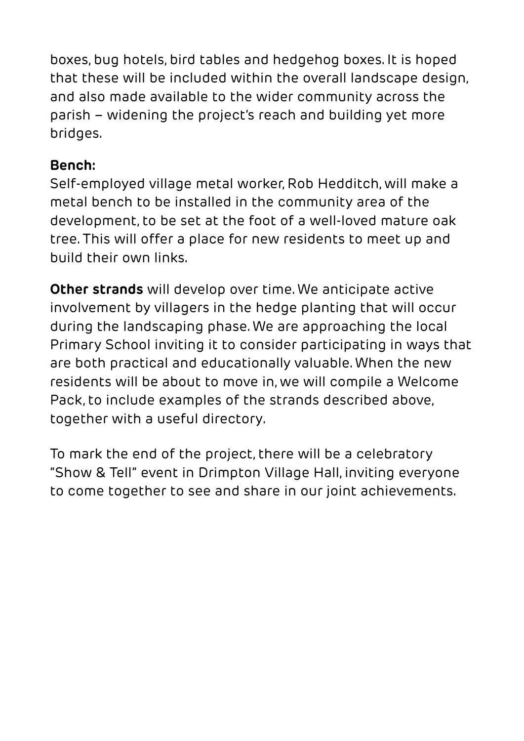boxes, bug hotels, bird tables and hedgehog boxes. It is hoped that these will be included within the overall landscape design, and also made available to the wider community across the parish – widening the project's reach and building yet more bridges.

**Bench:**
Self-employed village metal worker, Rob Hedditch, will make a metal bench to be installed in the community area of the development, to be set at the foot of a well-loved mature oak tree. This will offer a place for new residents to meet up and build their own links.

**Other strands** will develop over time. We anticipate active involvement by villagers in the hedge planting that will occur during the landscaping phase. We are approaching the local Primary School inviting it to consider participating in ways that are both practical and educationally valuable. When the new residents will be about to move in, we will compile a Welcome Pack, to include examples of the strands described above, together with a useful directory.

To mark the end of the project, there will be a celebratory "Show & Tell" event in Drimpton Village Hall, inviting everyone to come together to see and share in our joint achievements.